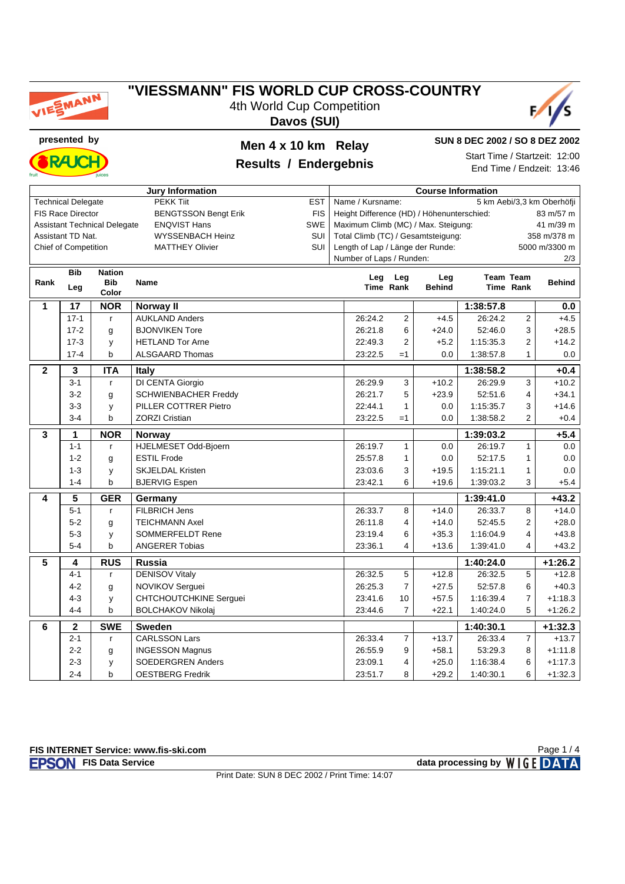# "VIESSMANN" FIS WORLD CUP CROSS-COUNTRY

4th World Cup Competition

**Davos (SUI)**

presented by

## Men 4 x 10 km Relay

## Results / Endergebnis

**SUN 8 DEC 2002 / SO 8 DEZ 2002**

Start Time / Startzeit: 12:00

End Time / Endzeit: 13:46

| Jury Information | | |
|---|---|---|
| Technical Delegate | PEKK Tiit | EST |
| FIS Race Director | BENGTSSON Bengt Erik | FIS |
| Assistant Technical Delegate | ENQVIST Hans | SWE |
| Assistant TD Nat. | WYSSENBACH Heinz | SUI |
| Chief of Competition | MATTHEY Olivier | SUI |

| Course Information | |
|---|---|
| Name / Kursname: | 5 km Aebi/3,3 km Oberhöfji |
| Height Difference (HD) / Höhenunterschied: | 83 m/57 m |
| Maximum Climb (MC) / Max. Steigung: | 41 m/39 m |
| Total Climb (TC) / Gesamtsteigung: | 358 m/378 m |
| Length of Lap / Länge der Runde: | 5000 m/3300 m |
| Number of Laps / Runden: | 2/3 |

| Rank | Bib Leg | Nation Bib Color | Name | Leg Time | Leg Rank | Leg Behind | Team Time | Team Rank | Behind |
|---|---|---|---|---|---|---|---|---|---|
| **1** | **17** | **NOR** | **Norway II** | | | | **1:38:57.8** | | **0.0** |
| | 17-1 | r | AUKLAND Anders | 26:24.2 | 2 | +4.5 | 26:24.2 | 2 | +4.5 |
| | 17-2 | g | BJONVIKEN Tore | 26:21.8 | 6 | +24.0 | 52:46.0 | 3 | +28.5 |
| | 17-3 | y | HETLAND Tor Arne | 22:49.3 | 2 | +5.2 | 1:15:35.3 | 2 | +14.2 |
| | 17-4 | b | ALSGAARD Thomas | 23:22.5 | =1 | 0.0 | 1:38:57.8 | 1 | 0.0 |
| **2** | **3** | **ITA** | **Italy** | | | | **1:38:58.2** | | **+0.4** |
| | 3-1 | r | DI CENTA Giorgio | 26:29.9 | 3 | +10.2 | 26:29.9 | 3 | +10.2 |
| | 3-2 | g | SCHWIENBACHER Freddy | 26:21.7 | 5 | +23.9 | 52:51.6 | 4 | +34.1 |
| | 3-3 | y | PILLER COTTRER Pietro | 22:44.1 | 1 | 0.0 | 1:15:35.7 | 3 | +14.6 |
| | 3-4 | b | ZORZI Cristian | 23:22.5 | =1 | 0.0 | 1:38:58.2 | 2 | +0.4 |
| **3** | **1** | **NOR** | **Norway** | | | | **1:39:03.2** | | **+5.4** |
| | 1-1 | r | HJELMESET Odd-Bjoern | 26:19.7 | 1 | 0.0 | 26:19.7 | 1 | 0.0 |
| | 1-2 | g | ESTIL Frode | 25:57.8 | 1 | 0.0 | 52:17.5 | 1 | 0.0 |
| | 1-3 | y | SKJELDAL Kristen | 23:03.6 | 3 | +19.5 | 1:15:21.1 | 1 | 0.0 |
| | 1-4 | b | BJERVIG Espen | 23:42.1 | 6 | +19.6 | 1:39:03.2 | 3 | +5.4 |
| **4** | **5** | **GER** | **Germany** | | | | **1:39:41.0** | | **+43.2** |
| | 5-1 | r | FILBRICH Jens | 26:33.7 | 8 | +14.0 | 26:33.7 | 8 | +14.0 |
| | 5-2 | g | TEICHMANN Axel | 26:11.8 | 4 | +14.0 | 52:45.5 | 2 | +28.0 |
| | 5-3 | y | SOMMERFELDT Rene | 23:19.4 | 6 | +35.3 | 1:16:04.9 | 4 | +43.8 |
| | 5-4 | b | ANGERER Tobias | 23:36.1 | 4 | +13.6 | 1:39:41.0 | 4 | +43.2 |
| **5** | **4** | **RUS** | **Russia** | | | | **1:40:24.0** | | **+1:26.2** |
| | 4-1 | r | DENISOV Vitaly | 26:32.5 | 5 | +12.8 | 26:32.5 | 5 | +12.8 |
| | 4-2 | g | NOVIKOV Serguei | 26:25.3 | 7 | +27.5 | 52:57.8 | 6 | +40.3 |
| | 4-3 | y | CHTCHOUTCHKINE Serguei | 23:41.6 | 10 | +57.5 | 1:16:39.4 | 7 | +1:18.3 |
| | 4-4 | b | BOLCHAKOV Nikolaj | 23:44.6 | 7 | +22.1 | 1:40:24.0 | 5 | +1:26.2 |
| **6** | **2** | **SWE** | **Sweden** | | | | **1:40:30.1** | | **+1:32.3** |
| | 2-1 | r | CARLSSON Lars | 26:33.4 | 7 | +13.7 | 26:33.4 | 7 | +13.7 |
| | 2-2 | g | INGESSON Magnus | 26:55.9 | 9 | +58.1 | 53:29.3 | 8 | +1:11.8 |
| | 2-3 | y | SOEDERGREN Anders | 23:09.1 | 4 | +25.0 | 1:16:38.4 | 6 | +1:17.3 |
| | 2-4 | b | OESTBERG Fredrik | 23:51.7 | 8 | +29.2 | 1:40:30.1 | 6 | +1:32.3 |

FIS INTERNET Service: www.fis-ski.com

EPSON FIS Data Service — data processing by WIGE DATA

Print Date: SUN 8 DEC 2002 / Print Time: 14:07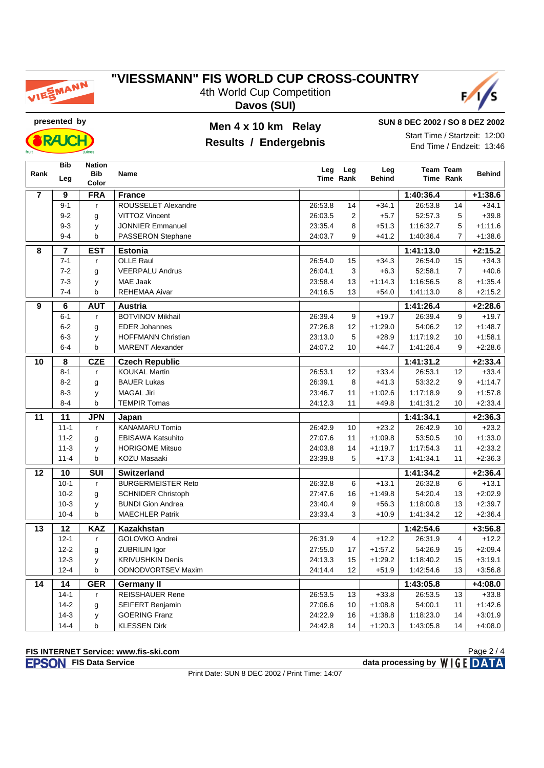# "VIESSMANN" FIS WORLD CUP CROSS-COUNTRY

4th World Cup Competition

**Davos (SUI)**

presented by

## Men 4 x 10 km Relay

## Results / Endergebnis

**SUN 8 DEC 2002 / SO 8 DEZ 2002**

Start Time / Startzeit: 12:00

End Time / Endzeit: 13:46

| Rank | Bib Leg | Nation Bib Color | Name | Leg Time | Leg Rank | Leg Behind | Team Time | Team Rank | Behind |
|---|---|---|---|---|---|---|---|---|---|
| **7** | **9** | **FRA** | **France** | | | | **1:40:36.4** | | **+1:38.6** |
| | 9-1 | r | ROUSSELET Alexandre | 26:53.8 | 14 | +34.1 | 26:53.8 | 14 | +34.1 |
| | 9-2 | g | VITTOZ Vincent | 26:03.5 | 2 | +5.7 | 52:57.3 | 5 | +39.8 |
| | 9-3 | y | JONNIER Emmanuel | 23:35.4 | 8 | +51.3 | 1:16:32.7 | 5 | +1:11.6 |
| | 9-4 | b | PASSERON Stephane | 24:03.7 | 9 | +41.2 | 1:40:36.4 | 7 | +1:38.6 |
| **8** | **7** | **EST** | **Estonia** | | | | **1:41:13.0** | | **+2:15.2** |
| | 7-1 | r | OLLE Raul | 26:54.0 | 15 | +34.3 | 26:54.0 | 15 | +34.3 |
| | 7-2 | g | VEERPALU Andrus | 26:04.1 | 3 | +6.3 | 52:58.1 | 7 | +40.6 |
| | 7-3 | y | MAE Jaak | 23:58.4 | 13 | +1:14.3 | 1:16:56.5 | 8 | +1:35.4 |
| | 7-4 | b | REHEMAA Aivar | 24:16.5 | 13 | +54.0 | 1:41:13.0 | 8 | +2:15.2 |
| **9** | **6** | **AUT** | **Austria** | | | | **1:41:26.4** | | **+2:28.6** |
| | 6-1 | r | BOTVINOV Mikhail | 26:39.4 | 9 | +19.7 | 26:39.4 | 9 | +19.7 |
| | 6-2 | g | EDER Johannes | 27:26.8 | 12 | +1:29.0 | 54:06.2 | 12 | +1:48.7 |
| | 6-3 | y | HOFFMANN Christian | 23:13.0 | 5 | +28.9 | 1:17:19.2 | 10 | +1:58.1 |
| | 6-4 | b | MARENT Alexander | 24:07.2 | 10 | +44.7 | 1:41:26.4 | 9 | +2:28.6 |
| **10** | **8** | **CZE** | **Czech Republic** | | | | **1:41:31.2** | | **+2:33.4** |
| | 8-1 | r | KOUKAL Martin | 26:53.1 | 12 | +33.4 | 26:53.1 | 12 | +33.4 |
| | 8-2 | g | BAUER Lukas | 26:39.1 | 8 | +41.3 | 53:32.2 | 9 | +1:14.7 |
| | 8-3 | y | MAGAL Jiri | 23:46.7 | 11 | +1:02.6 | 1:17:18.9 | 9 | +1:57.8 |
| | 8-4 | b | TEMPIR Tomas | 24:12.3 | 11 | +49.8 | 1:41:31.2 | 10 | +2:33.4 |
| **11** | **11** | **JPN** | **Japan** | | | | **1:41:34.1** | | **+2:36.3** |
| | 11-1 | r | KANAMARU Tomio | 26:42.9 | 10 | +23.2 | 26:42.9 | 10 | +23.2 |
| | 11-2 | g | EBISAWA Katsuhito | 27:07.6 | 11 | +1:09.8 | 53:50.5 | 10 | +1:33.0 |
| | 11-3 | y | HORIGOME Mitsuo | 24:03.8 | 14 | +1:19.7 | 1:17:54.3 | 11 | +2:33.2 |
| | 11-4 | b | KOZU Masaaki | 23:39.8 | 5 | +17.3 | 1:41:34.1 | 11 | +2:36.3 |
| **12** | **10** | **SUI** | **Switzerland** | | | | **1:41:34.2** | | **+2:36.4** |
| | 10-1 | r | BURGERMEISTER Reto | 26:32.8 | 6 | +13.1 | 26:32.8 | 6 | +13.1 |
| | 10-2 | g | SCHNIDER Christoph | 27:47.6 | 16 | +1:49.8 | 54:20.4 | 13 | +2:02.9 |
| | 10-3 | y | BUNDI Gion Andrea | 23:40.4 | 9 | +56.3 | 1:18:00.8 | 13 | +2:39.7 |
| | 10-4 | b | MAECHLER Patrik | 23:33.4 | 3 | +10.9 | 1:41:34.2 | 12 | +2:36.4 |
| **13** | **12** | **KAZ** | **Kazakhstan** | | | | **1:42:54.6** | | **+3:56.8** |
| | 12-1 | r | GOLOVKO Andrei | 26:31.9 | 4 | +12.2 | 26:31.9 | 4 | +12.2 |
| | 12-2 | g | ZUBRILIN Igor | 27:55.0 | 17 | +1:57.2 | 54:26.9 | 15 | +2:09.4 |
| | 12-3 | y | KRIVUSHKIN Denis | 24:13.3 | 15 | +1:29.2 | 1:18:40.2 | 15 | +3:19.1 |
| | 12-4 | b | ODNODVORTSEV Maxim | 24:14.4 | 12 | +51.9 | 1:42:54.6 | 13 | +3:56.8 |
| **14** | **14** | **GER** | **Germany II** | | | | **1:43:05.8** | | **+4:08.0** |
| | 14-1 | r | REISSHAUER Rene | 26:53.5 | 13 | +33.8 | 26:53.5 | 13 | +33.8 |
| | 14-2 | g | SEIFERT Benjamin | 27:06.6 | 10 | +1:08.8 | 54:00.1 | 11 | +1:42.6 |
| | 14-3 | y | GOERING Franz | 24:22.9 | 16 | +1:38.8 | 1:18:23.0 | 14 | +3:01.9 |
| | 14-4 | b | KLESSEN Dirk | 24:42.8 | 14 | +1:20.3 | 1:43:05.8 | 14 | +4:08.0 |

**FIS INTERNET Service: www.fis-ski.com**

**EPSON FIS Data Service** — **data processing by WIGE DATA**

Print Date: SUN 8 DEC 2002 / Print Time: 14:07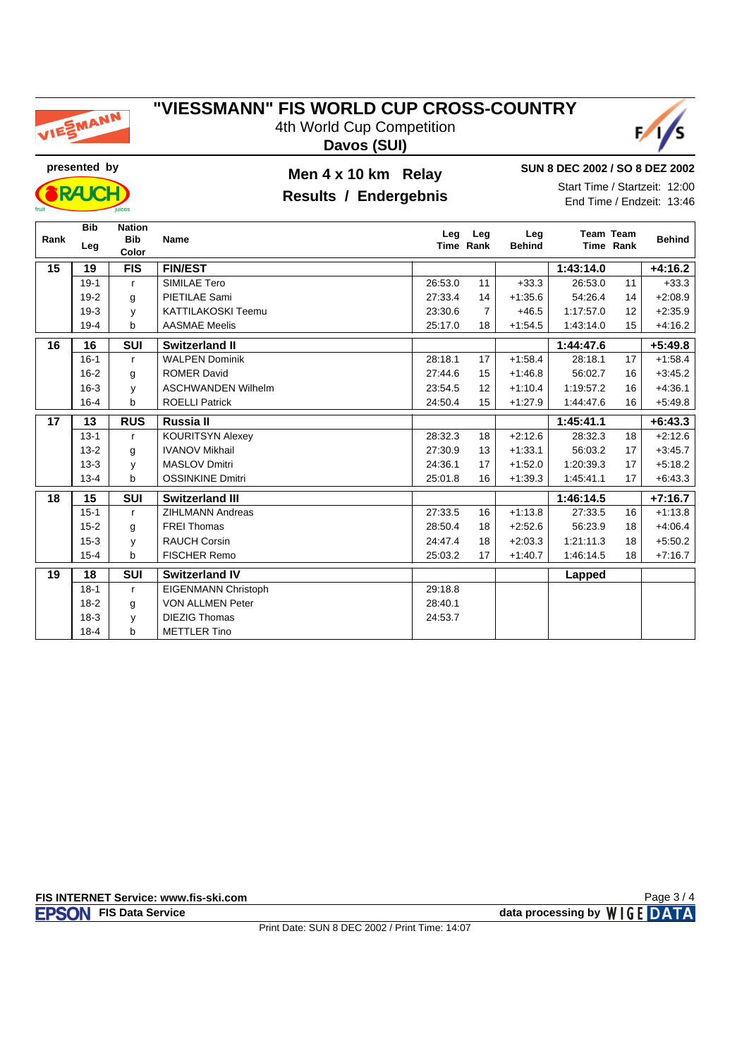# "VIESSMANN" FIS WORLD CUP CROSS-COUNTRY

4th World Cup Competition

**Davos (SUI)**

presented by

## Men 4 x 10 km Relay

## Results / Endergebnis

**SUN 8 DEC 2002 / SO 8 DEZ 2002**

Start Time / Startzeit: 12:00

End Time / Endzeit: 13:46

| Rank | Bib Leg | Nation Bib Color | Name | Leg Time | Leg Rank | Leg Behind | Team Time | Team Rank | Behind |
|---|---|---|---|---|---|---|---|---|---|
| **15** | **19** | **FIS** | **FIN/EST** | | | | **1:43:14.0** | | **+4:16.2** |
| | 19-1 | r | SIMILAE Tero | 26:53.0 | 11 | +33.3 | 26:53.0 | 11 | +33.3 |
| | 19-2 | g | PIETILAE Sami | 27:33.4 | 14 | +1:35.6 | 54:26.4 | 14 | +2:08.9 |
| | 19-3 | y | KATTILAKOSKI Teemu | 23:30.6 | 7 | +46.5 | 1:17:57.0 | 12 | +2:35.9 |
| | 19-4 | b | AASMAE Meelis | 25:17.0 | 18 | +1:54.5 | 1:43:14.0 | 15 | +4:16.2 |
| **16** | **16** | **SUI** | **Switzerland II** | | | | **1:44:47.6** | | **+5:49.8** |
| | 16-1 | r | WALPEN Dominik | 28:18.1 | 17 | +1:58.4 | 28:18.1 | 17 | +1:58.4 |
| | 16-2 | g | ROMER David | 27:44.6 | 15 | +1:46.8 | 56:02.7 | 16 | +3:45.2 |
| | 16-3 | y | ASCHWANDEN Wilhelm | 23:54.5 | 12 | +1:10.4 | 1:19:57.2 | 16 | +4:36.1 |
| | 16-4 | b | ROELLI Patrick | 24:50.4 | 15 | +1:27.9 | 1:44:47.6 | 16 | +5:49.8 |
| **17** | **13** | **RUS** | **Russia II** | | | | **1:45:41.1** | | **+6:43.3** |
| | 13-1 | r | KOURITSYN Alexey | 28:32.3 | 18 | +2:12.6 | 28:32.3 | 18 | +2:12.6 |
| | 13-2 | g | IVANOV Mikhail | 27:30.9 | 13 | +1:33.1 | 56:03.2 | 17 | +3:45.7 |
| | 13-3 | y | MASLOV Dmitri | 24:36.1 | 17 | +1:52.0 | 1:20:39.3 | 17 | +5:18.2 |
| | 13-4 | b | OSSINKINE Dmitri | 25:01.8 | 16 | +1:39.3 | 1:45:41.1 | 17 | +6:43.3 |
| **18** | **15** | **SUI** | **Switzerland III** | | | | **1:46:14.5** | | **+7:16.7** |
| | 15-1 | r | ZIHLMANN Andreas | 27:33.5 | 16 | +1:13.8 | 27:33.5 | 16 | +1:13.8 |
| | 15-2 | g | FREI Thomas | 28:50.4 | 18 | +2:52.6 | 56:23.9 | 18 | +4:06.4 |
| | 15-3 | y | RAUCH Corsin | 24:47.4 | 18 | +2:03.3 | 1:21:11.3 | 18 | +5:50.2 |
| | 15-4 | b | FISCHER Remo | 25:03.2 | 17 | +1:40.7 | 1:46:14.5 | 18 | +7:16.7 |
| **19** | **18** | **SUI** | **Switzerland IV** | | | | **Lapped** | | |
| | 18-1 | r | EIGENMANN Christoph | 29:18.8 | | | | | |
| | 18-2 | g | VON ALLMEN Peter | 28:40.1 | | | | | |
| | 18-3 | y | DIEZIG Thomas | 24:53.7 | | | | | |
| | 18-4 | b | METTLER Tino | | | | | | |

FIS INTERNET Service: www.fis-ski.com

EPSON FIS Data Service

data processing by WIGE DATA

Print Date: SUN 8 DEC 2002 / Print Time: 14:07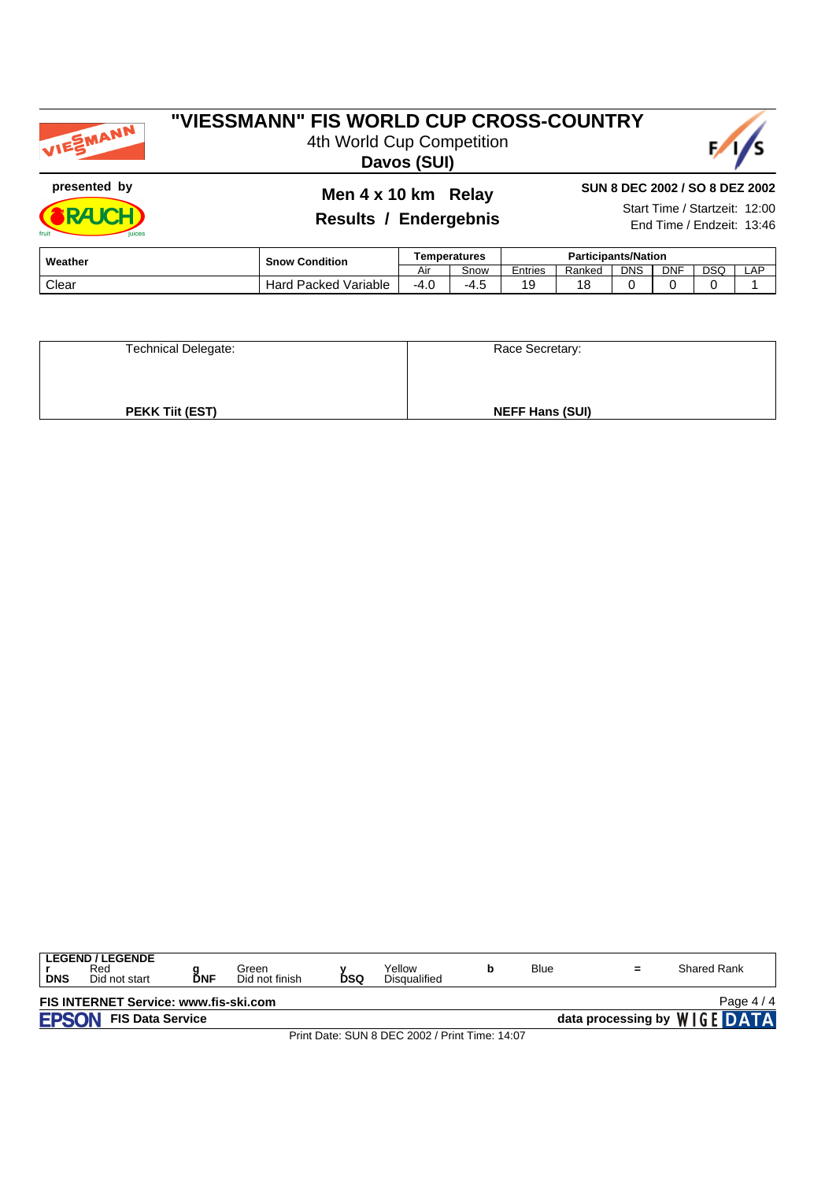# "VIESSMANN" FIS WORLD CUP CROSS-COUNTRY

4th World Cup Competition

**Davos (SUI)**

**presented by**

## Men 4 x 10 km Relay

## Results / Endergebnis

**SUN 8 DEC 2002 / SO 8 DEZ 2002**

Start Time / Startzeit: 12:00

End Time / Endzeit: 13:46

| Weather | Snow Condition | Temperatures | | Participants/Nation | | | | | |
|---|---|---|---|---|---|---|---|---|---|
| | | Air | Snow | Entries | Ranked | DNS | DNF | DSQ | LAP |
| Clear | Hard Packed Variable | -4.0 | -4.5 | 19 | 18 | 0 | 0 | 0 | 1 |

| Technical Delegate: | Race Secretary: |
|---|---|
| **PEKK Tiit (EST)** | **NEFF Hans (SUI)** |

| LEGEND / LEGENDE | | | | | | | | | |
|---|---|---|---|---|---|---|---|---|---|
| r | Red | g | Green | y | Yellow | b | Blue | = | Shared Rank |
| DNS | Did not start | DNF | Did not finish | DSQ | Disqualified | | | | |

FIS INTERNET Service: www.fis-ski.com

EPSON FIS Data Service

data processing by WIGE DATA

Print Date: SUN 8 DEC 2002 / Print Time: 14:07